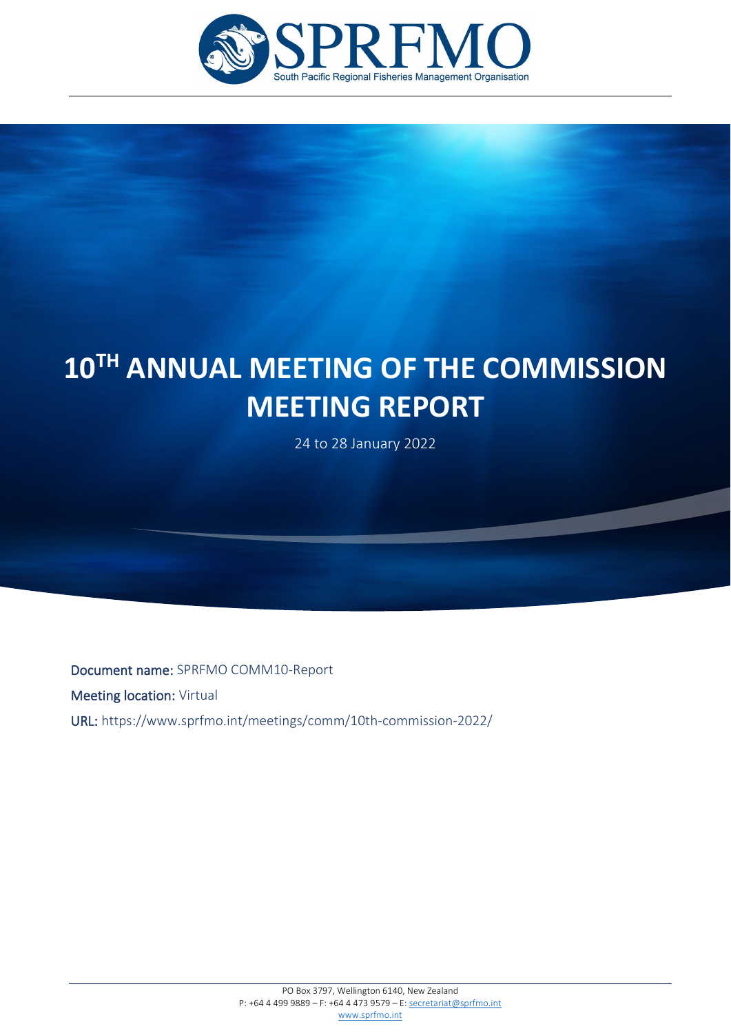SPRFMO

South Pacific Regional Fisheries Management Organisation

# 10TH ANNUAL MEETING OF THE COMMISSION MEETING REPORT

24 to 28 January 2022

**Document name:** SPRFMO COMM10-Report

**Meeting location:** Virtual

**URL:** https://www.sprfmo.int/meetings/comm/10th-commission-2022/

PO Box 3797, Wellington 6140, New Zealand
P: +64 4 499 9889 – F: +64 4 473 9579 – E: secretariat@sprfmo.int
www.sprfmo.int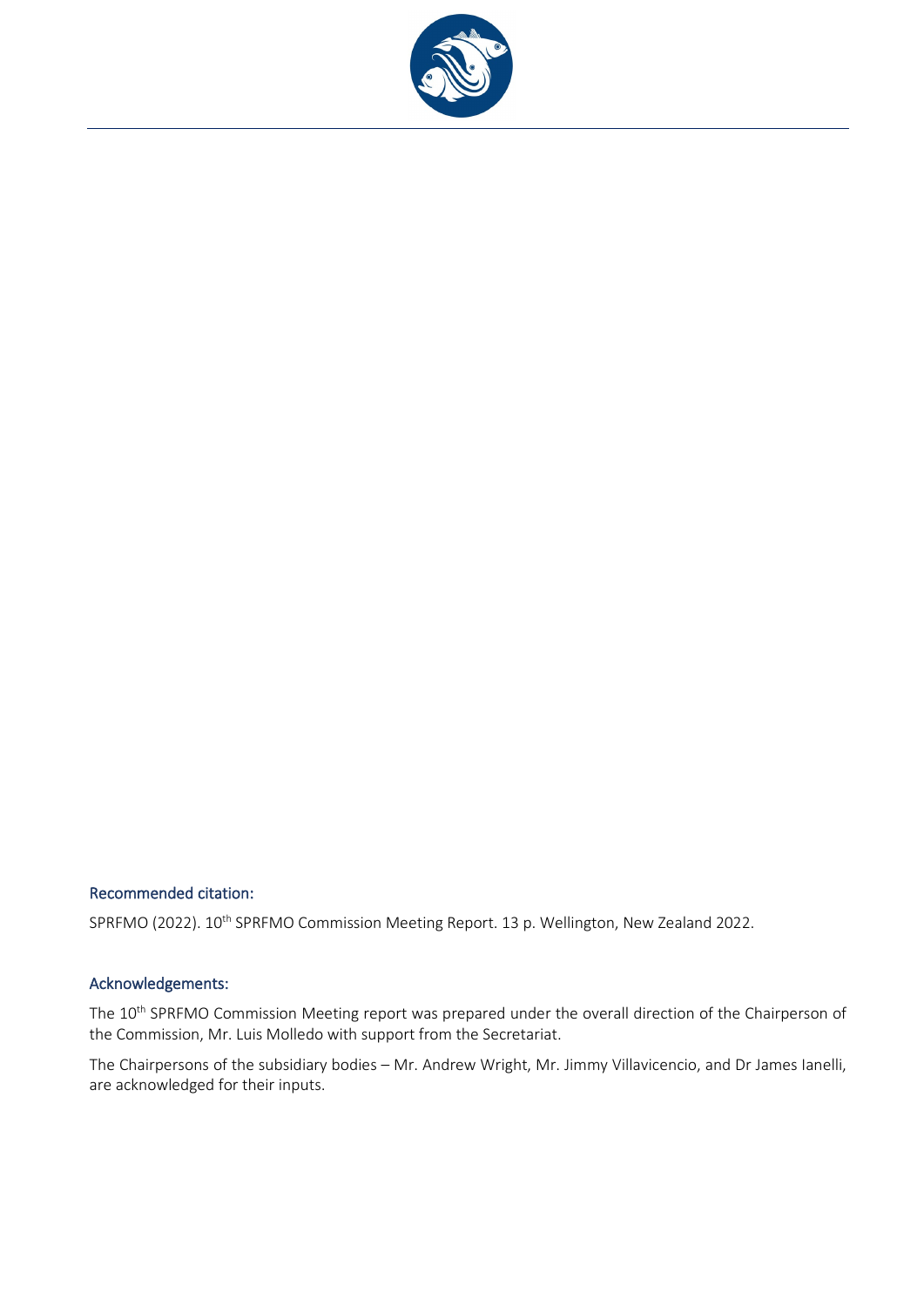### Recommended citation:

SPRFMO (2022). 10th SPRFMO Commission Meeting Report. 13 p. Wellington, New Zealand 2022.

### Acknowledgements:

The 10th SPRFMO Commission Meeting report was prepared under the overall direction of the Chairperson of the Commission, Mr. Luis Molledo with support from the Secretariat.

The Chairpersons of the subsidiary bodies – Mr. Andrew Wright, Mr. Jimmy Villavicencio, and Dr James Ianelli, are acknowledged for their inputs.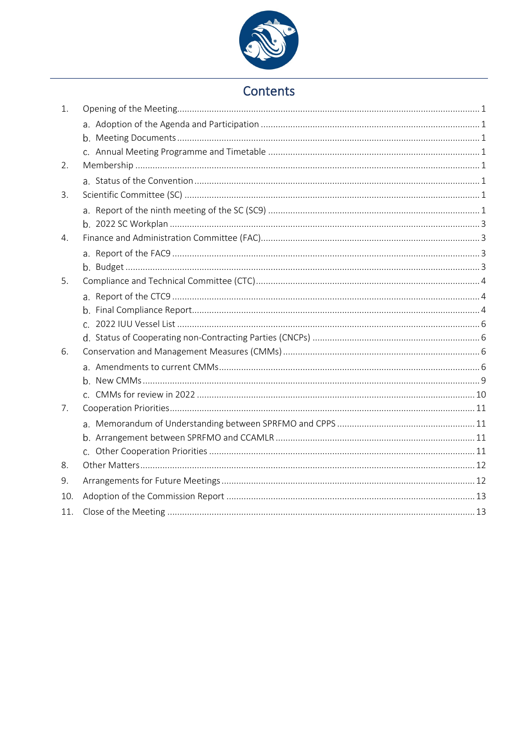# Contents

1. Opening of the Meeting ..... 1
   a. Adoption of the Agenda and Participation ..... 1
   b. Meeting Documents ..... 1
   c. Annual Meeting Programme and Timetable ..... 1
2. Membership ..... 1
   a. Status of the Convention ..... 1
3. Scientific Committee (SC) ..... 1
   a. Report of the ninth meeting of the SC (SC9) ..... 1
   b. 2022 SC Workplan ..... 3
4. Finance and Administration Committee (FAC) ..... 3
   a. Report of the FAC9 ..... 3
   b. Budget ..... 3
5. Compliance and Technical Committee (CTC) ..... 4
   a. Report of the CTC9 ..... 4
   b. Final Compliance Report ..... 4
   c. 2022 IUU Vessel List ..... 6
   d. Status of Cooperating non-Contracting Parties (CNCPs) ..... 6
6. Conservation and Management Measures (CMMs) ..... 6
   a. Amendments to current CMMs ..... 6
   b. New CMMs ..... 9
   c. CMMs for review in 2022 ..... 10
7. Cooperation Priorities ..... 11
   a. Memorandum of Understanding between SPRFMO and CPPS ..... 11
   b. Arrangement between SPRFMO and CCAMLR ..... 11
   c. Other Cooperation Priorities ..... 11
8. Other Matters ..... 12
9. Arrangements for Future Meetings ..... 12
10. Adoption of the Commission Report ..... 13
11. Close of the Meeting ..... 13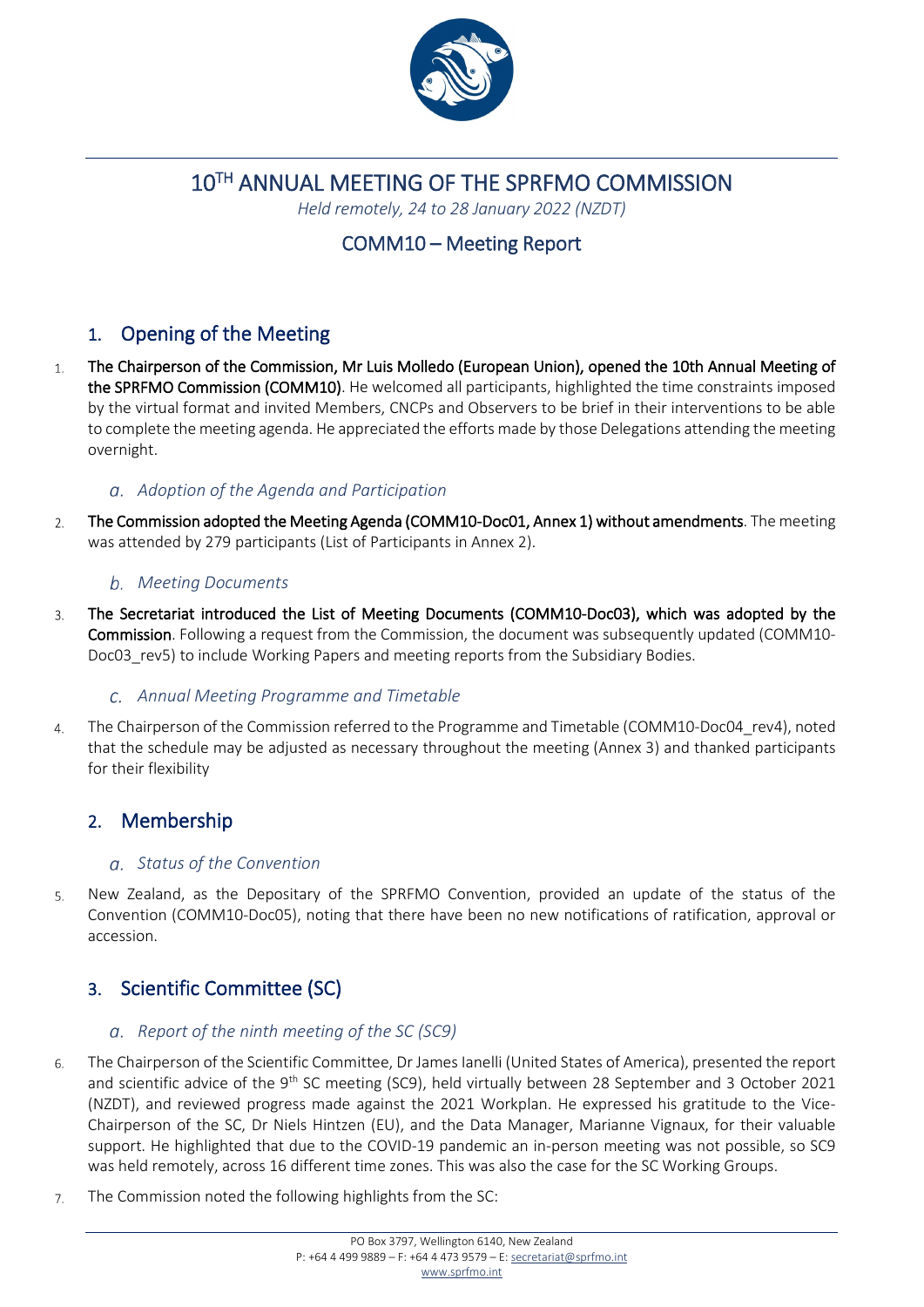# 10TH ANNUAL MEETING OF THE SPRFMO COMMISSION

*Held remotely, 24 to 28 January 2022 (NZDT)*

## COMM10 – Meeting Report

## 1. Opening of the Meeting

1. **The Chairperson of the Commission, Mr Luis Molledo (European Union), opened the 10th Annual Meeting of the SPRFMO Commission (COMM10)**. He welcomed all participants, highlighted the time constraints imposed by the virtual format and invited Members, CNCPs and Observers to be brief in their interventions to be able to complete the meeting agenda. He appreciated the efforts made by those Delegations attending the meeting overnight.

### a. *Adoption of the Agenda and Participation*

2. **The Commission adopted the Meeting Agenda (COMM10-Doc01, Annex 1) without amendments**. The meeting was attended by 279 participants (List of Participants in Annex 2).

### b. *Meeting Documents*

3. **The Secretariat introduced the List of Meeting Documents (COMM10-Doc03), which was adopted by the Commission**. Following a request from the Commission, the document was subsequently updated (COMM10-Doc03_rev5) to include Working Papers and meeting reports from the Subsidiary Bodies.

### c. *Annual Meeting Programme and Timetable*

4. The Chairperson of the Commission referred to the Programme and Timetable (COMM10-Doc04_rev4), noted that the schedule may be adjusted as necessary throughout the meeting (Annex 3) and thanked participants for their flexibility

## 2. Membership

### a. *Status of the Convention*

5. New Zealand, as the Depositary of the SPRFMO Convention, provided an update of the status of the Convention (COMM10-Doc05), noting that there have been no new notifications of ratification, approval or accession.

## 3. Scientific Committee (SC)

### a. *Report of the ninth meeting of the SC (SC9)*

6. The Chairperson of the Scientific Committee, Dr James Ianelli (United States of America), presented the report and scientific advice of the 9th SC meeting (SC9), held virtually between 28 September and 3 October 2021 (NZDT), and reviewed progress made against the 2021 Workplan. He expressed his gratitude to the Vice-Chairperson of the SC, Dr Niels Hintzen (EU), and the Data Manager, Marianne Vignaux, for their valuable support. He highlighted that due to the COVID-19 pandemic an in-person meeting was not possible, so SC9 was held remotely, across 16 different time zones. This was also the case for the SC Working Groups.

7. The Commission noted the following highlights from the SC: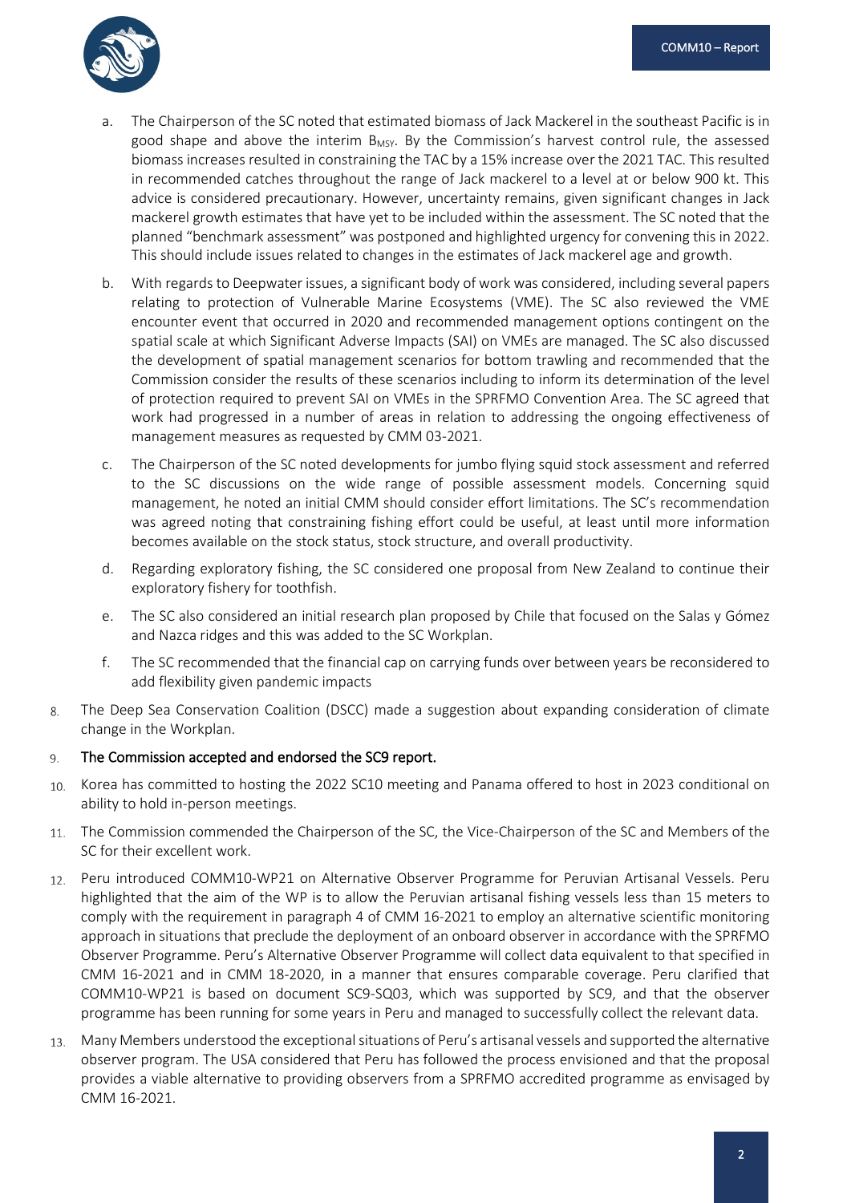a. The Chairperson of the SC noted that estimated biomass of Jack Mackerel in the southeast Pacific is in good shape and above the interim $B_{MSY}$. By the Commission's harvest control rule, the assessed biomass increases resulted in constraining the TAC by a 15% increase over the 2021 TAC. This resulted in recommended catches throughout the range of Jack mackerel to a level at or below 900 kt. This advice is considered precautionary. However, uncertainty remains, given significant changes in Jack mackerel growth estimates that have yet to be included within the assessment. The SC noted that the planned "benchmark assessment" was postponed and highlighted urgency for convening this in 2022. This should include issues related to changes in the estimates of Jack mackerel age and growth.

b. With regards to Deepwater issues, a significant body of work was considered, including several papers relating to protection of Vulnerable Marine Ecosystems (VME). The SC also reviewed the VME encounter event that occurred in 2020 and recommended management options contingent on the spatial scale at which Significant Adverse Impacts (SAI) on VMEs are managed. The SC also discussed the development of spatial management scenarios for bottom trawling and recommended that the Commission consider the results of these scenarios including to inform its determination of the level of protection required to prevent SAI on VMEs in the SPRFMO Convention Area. The SC agreed that work had progressed in a number of areas in relation to addressing the ongoing effectiveness of management measures as requested by CMM 03-2021.

c. The Chairperson of the SC noted developments for jumbo flying squid stock assessment and referred to the SC discussions on the wide range of possible assessment models. Concerning squid management, he noted an initial CMM should consider effort limitations. The SC's recommendation was agreed noting that constraining fishing effort could be useful, at least until more information becomes available on the stock status, stock structure, and overall productivity.

d. Regarding exploratory fishing, the SC considered one proposal from New Zealand to continue their exploratory fishery for toothfish.

e. The SC also considered an initial research plan proposed by Chile that focused on the Salas y Gómez and Nazca ridges and this was added to the SC Workplan.

f. The SC recommended that the financial cap on carrying funds over between years be reconsidered to add flexibility given pandemic impacts

8. The Deep Sea Conservation Coalition (DSCC) made a suggestion about expanding consideration of climate change in the Workplan.

9. **The Commission accepted and endorsed the SC9 report.**

10. Korea has committed to hosting the 2022 SC10 meeting and Panama offered to host in 2023 conditional on ability to hold in-person meetings.

11. The Commission commended the Chairperson of the SC, the Vice-Chairperson of the SC and Members of the SC for their excellent work.

12. Peru introduced COMM10-WP21 on Alternative Observer Programme for Peruvian Artisanal Vessels. Peru highlighted that the aim of the WP is to allow the Peruvian artisanal fishing vessels less than 15 meters to comply with the requirement in paragraph 4 of CMM 16-2021 to employ an alternative scientific monitoring approach in situations that preclude the deployment of an onboard observer in accordance with the SPRFMO Observer Programme. Peru's Alternative Observer Programme will collect data equivalent to that specified in CMM 16-2021 and in CMM 18-2020, in a manner that ensures comparable coverage. Peru clarified that COMM10-WP21 is based on document SC9-SQ03, which was supported by SC9, and that the observer programme has been running for some years in Peru and managed to successfully collect the relevant data.

13. Many Members understood the exceptional situations of Peru's artisanal vessels and supported the alternative observer program. The USA considered that Peru has followed the process envisioned and that the proposal provides a viable alternative to providing observers from a SPRFMO accredited programme as envisaged by CMM 16-2021.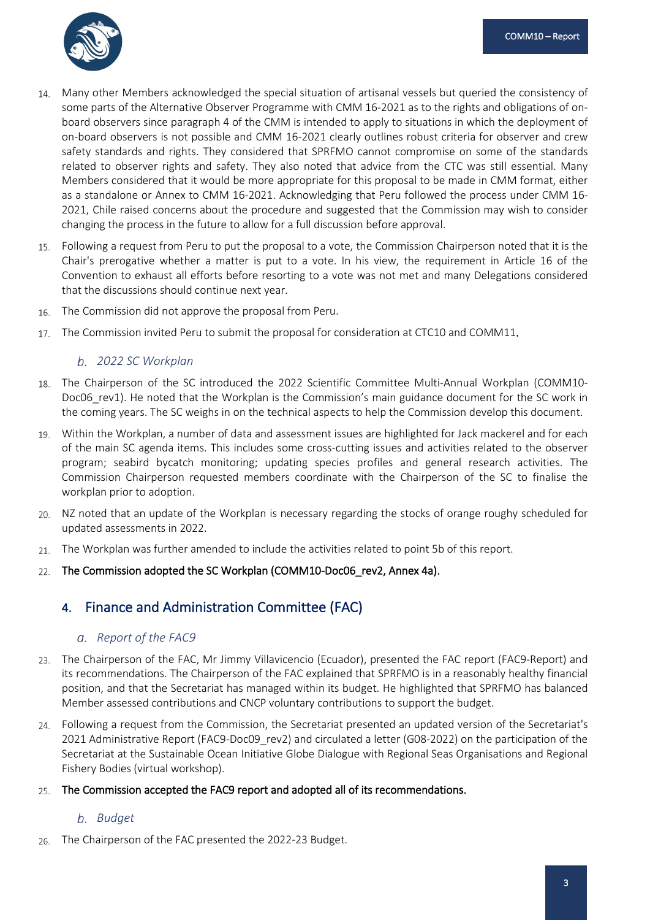14. Many other Members acknowledged the special situation of artisanal vessels but queried the consistency of some parts of the Alternative Observer Programme with CMM 16-2021 as to the rights and obligations of on-board observers since paragraph 4 of the CMM is intended to apply to situations in which the deployment of on-board observers is not possible and CMM 16-2021 clearly outlines robust criteria for observer and crew safety standards and rights. They considered that SPRFMO cannot compromise on some of the standards related to observer rights and safety. They also noted that advice from the CTC was still essential. Many Members considered that it would be more appropriate for this proposal to be made in CMM format, either as a standalone or Annex to CMM 16-2021. Acknowledging that Peru followed the process under CMM 16-2021, Chile raised concerns about the procedure and suggested that the Commission may wish to consider changing the process in the future to allow for a full discussion before approval.

15. Following a request from Peru to put the proposal to a vote, the Commission Chairperson noted that it is the Chair's prerogative whether a matter is put to a vote. In his view, the requirement in Article 16 of the Convention to exhaust all efforts before resorting to a vote was not met and many Delegations considered that the discussions should continue next year.

16. The Commission did not approve the proposal from Peru.

17. The Commission invited Peru to submit the proposal for consideration at CTC10 and COMM11.

### *b. 2022 SC Workplan*

18. The Chairperson of the SC introduced the 2022 Scientific Committee Multi-Annual Workplan (COMM10-Doc06_rev1). He noted that the Workplan is the Commission's main guidance document for the SC work in the coming years. The SC weighs in on the technical aspects to help the Commission develop this document.

19. Within the Workplan, a number of data and assessment issues are highlighted for Jack mackerel and for each of the main SC agenda items. This includes some cross-cutting issues and activities related to the observer program; seabird bycatch monitoring; updating species profiles and general research activities. The Commission Chairperson requested members coordinate with the Chairperson of the SC to finalise the workplan prior to adoption.

20. NZ noted that an update of the Workplan is necessary regarding the stocks of orange roughy scheduled for updated assessments in 2022.

21. The Workplan was further amended to include the activities related to point 5b of this report.

22. **The Commission adopted the SC Workplan (COMM10-Doc06_rev2, Annex 4a).**

## 4. Finance and Administration Committee (FAC)

### *a. Report of the FAC9*

23. The Chairperson of the FAC, Mr Jimmy Villavicencio (Ecuador), presented the FAC report (FAC9-Report) and its recommendations. The Chairperson of the FAC explained that SPRFMO is in a reasonably healthy financial position, and that the Secretariat has managed within its budget. He highlighted that SPRFMO has balanced Member assessed contributions and CNCP voluntary contributions to support the budget.

24. Following a request from the Commission, the Secretariat presented an updated version of the Secretariat's 2021 Administrative Report (FAC9-Doc09_rev2) and circulated a letter (G08-2022) on the participation of the Secretariat at the Sustainable Ocean Initiative Globe Dialogue with Regional Seas Organisations and Regional Fishery Bodies (virtual workshop).

25. **The Commission accepted the FAC9 report and adopted all of its recommendations.**

### *b. Budget*

26. The Chairperson of the FAC presented the 2022-23 Budget.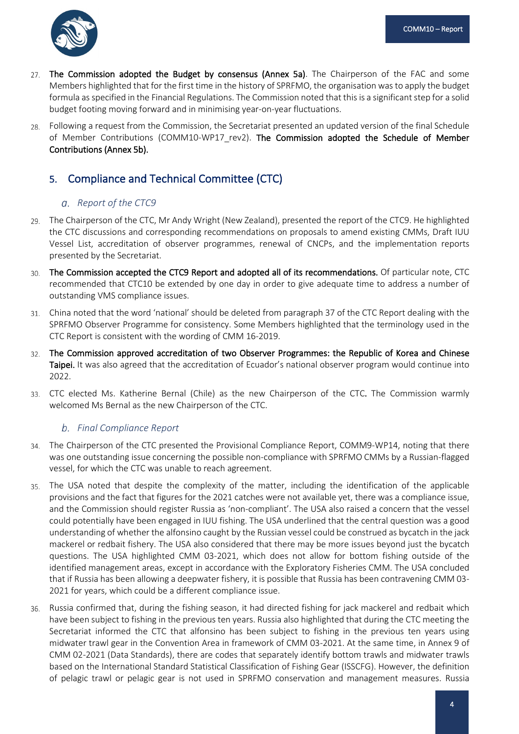27. **The Commission adopted the Budget by consensus (Annex 5a)**. The Chairperson of the FAC and some Members highlighted that for the first time in the history of SPRFMO, the organisation was to apply the budget formula as specified in the Financial Regulations. The Commission noted that this is a significant step for a solid budget footing moving forward and in minimising year-on-year fluctuations.

28. Following a request from the Commission, the Secretariat presented an updated version of the final Schedule of Member Contributions (COMM10-WP17_rev2). **The Commission adopted the Schedule of Member Contributions (Annex 5b).**

## 5. Compliance and Technical Committee (CTC)

### *a. Report of the CTC9*

29. The Chairperson of the CTC, Mr Andy Wright (New Zealand), presented the report of the CTC9. He highlighted the CTC discussions and corresponding recommendations on proposals to amend existing CMMs, Draft IUU Vessel List, accreditation of observer programmes, renewal of CNCPs, and the implementation reports presented by the Secretariat.

30. **The Commission accepted the CTC9 Report and adopted all of its recommendations.** Of particular note, CTC recommended that CTC10 be extended by one day in order to give adequate time to address a number of outstanding VMS compliance issues.

31. China noted that the word 'national' should be deleted from paragraph 37 of the CTC Report dealing with the SPRFMO Observer Programme for consistency. Some Members highlighted that the terminology used in the CTC Report is consistent with the wording of CMM 16-2019.

32. **The Commission approved accreditation of two Observer Programmes: the Republic of Korea and Chinese Taipei.** It was also agreed that the accreditation of Ecuador's national observer program would continue into 2022.

33. CTC elected Ms. Katherine Bernal (Chile) as the new Chairperson of the CTC. The Commission warmly welcomed Ms Bernal as the new Chairperson of the CTC.

### *b. Final Compliance Report*

34. The Chairperson of the CTC presented the Provisional Compliance Report, COMM9-WP14, noting that there was one outstanding issue concerning the possible non-compliance with SPRFMO CMMs by a Russian-flagged vessel, for which the CTC was unable to reach agreement.

35. The USA noted that despite the complexity of the matter, including the identification of the applicable provisions and the fact that figures for the 2021 catches were not available yet, there was a compliance issue, and the Commission should register Russia as 'non-compliant'. The USA also raised a concern that the vessel could potentially have been engaged in IUU fishing. The USA underlined that the central question was a good understanding of whether the alfonsino caught by the Russian vessel could be construed as bycatch in the jack mackerel or redbait fishery. The USA also considered that there may be more issues beyond just the bycatch questions. The USA highlighted CMM 03-2021, which does not allow for bottom fishing outside of the identified management areas, except in accordance with the Exploratory Fisheries CMM. The USA concluded that if Russia has been allowing a deepwater fishery, it is possible that Russia has been contravening CMM 03-2021 for years, which could be a different compliance issue.

36. Russia confirmed that, during the fishing season, it had directed fishing for jack mackerel and redbait which have been subject to fishing in the previous ten years. Russia also highlighted that during the CTC meeting the Secretariat informed the CTC that alfonsino has been subject to fishing in the previous ten years using midwater trawl gear in the Convention Area in framework of CMM 03-2021. At the same time, in Annex 9 of CMM 02-2021 (Data Standards), there are codes that separately identify bottom trawls and midwater trawls based on the International Standard Statistical Classification of Fishing Gear (ISSCFG). However, the definition of pelagic trawl or pelagic gear is not used in SPRFMO conservation and management measures. Russia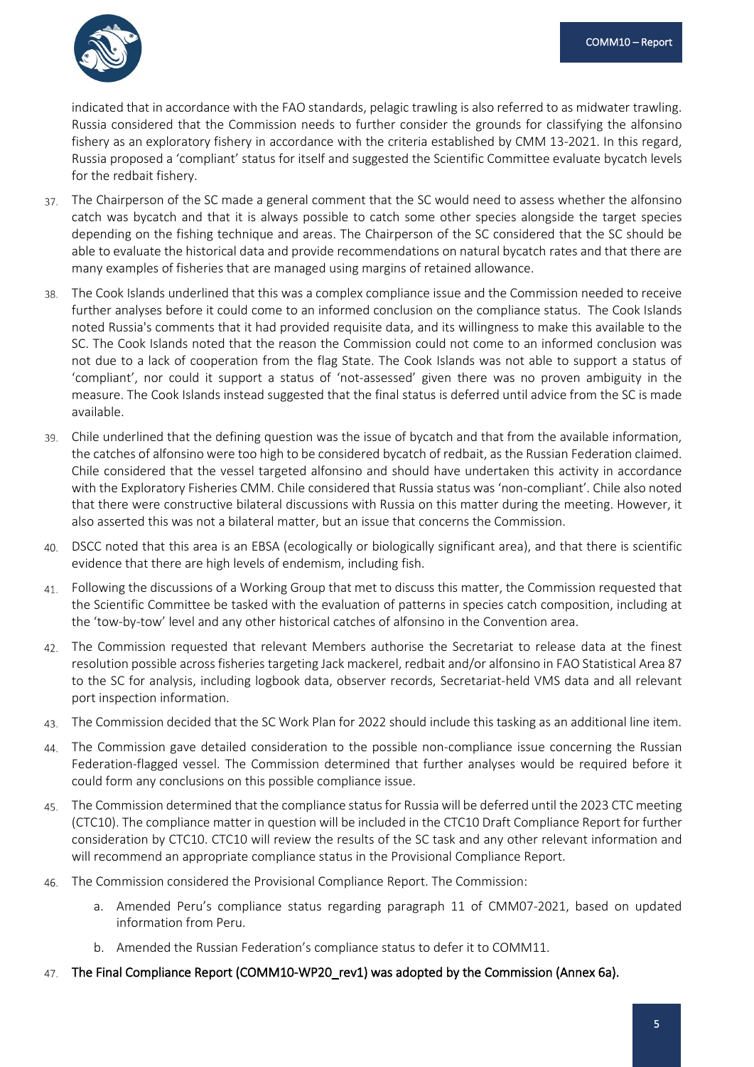indicated that in accordance with the FAO standards, pelagic trawling is also referred to as midwater trawling. Russia considered that the Commission needs to further consider the grounds for classifying the alfonsino fishery as an exploratory fishery in accordance with the criteria established by CMM 13-2021. In this regard, Russia proposed a 'compliant' status for itself and suggested the Scientific Committee evaluate bycatch levels for the redbait fishery.

37. The Chairperson of the SC made a general comment that the SC would need to assess whether the alfonsino catch was bycatch and that it is always possible to catch some other species alongside the target species depending on the fishing technique and areas. The Chairperson of the SC considered that the SC should be able to evaluate the historical data and provide recommendations on natural bycatch rates and that there are many examples of fisheries that are managed using margins of retained allowance.

38. The Cook Islands underlined that this was a complex compliance issue and the Commission needed to receive further analyses before it could come to an informed conclusion on the compliance status. The Cook Islands noted Russia's comments that it had provided requisite data, and its willingness to make this available to the SC. The Cook Islands noted that the reason the Commission could not come to an informed conclusion was not due to a lack of cooperation from the flag State. The Cook Islands was not able to support a status of 'compliant', nor could it support a status of 'not-assessed' given there was no proven ambiguity in the measure. The Cook Islands instead suggested that the final status is deferred until advice from the SC is made available.

39. Chile underlined that the defining question was the issue of bycatch and that from the available information, the catches of alfonsino were too high to be considered bycatch of redbait, as the Russian Federation claimed. Chile considered that the vessel targeted alfonsino and should have undertaken this activity in accordance with the Exploratory Fisheries CMM. Chile considered that Russia status was 'non-compliant'. Chile also noted that there were constructive bilateral discussions with Russia on this matter during the meeting. However, it also asserted this was not a bilateral matter, but an issue that concerns the Commission.

40. DSCC noted that this area is an EBSA (ecologically or biologically significant area), and that there is scientific evidence that there are high levels of endemism, including fish.

41. Following the discussions of a Working Group that met to discuss this matter, the Commission requested that the Scientific Committee be tasked with the evaluation of patterns in species catch composition, including at the 'tow-by-tow' level and any other historical catches of alfonsino in the Convention area.

42. The Commission requested that relevant Members authorise the Secretariat to release data at the finest resolution possible across fisheries targeting Jack mackerel, redbait and/or alfonsino in FAO Statistical Area 87 to the SC for analysis, including logbook data, observer records, Secretariat-held VMS data and all relevant port inspection information.

43. The Commission decided that the SC Work Plan for 2022 should include this tasking as an additional line item.

44. The Commission gave detailed consideration to the possible non-compliance issue concerning the Russian Federation-flagged vessel. The Commission determined that further analyses would be required before it could form any conclusions on this possible compliance issue.

45. The Commission determined that the compliance status for Russia will be deferred until the 2023 CTC meeting (CTC10). The compliance matter in question will be included in the CTC10 Draft Compliance Report for further consideration by CTC10. CTC10 will review the results of the SC task and any other relevant information and will recommend an appropriate compliance status in the Provisional Compliance Report.

46. The Commission considered the Provisional Compliance Report. The Commission:

    a. Amended Peru's compliance status regarding paragraph 11 of CMM07-2021, based on updated information from Peru.

    b. Amended the Russian Federation's compliance status to defer it to COMM11.

47. **The Final Compliance Report (COMM10-WP20_rev1) was adopted by the Commission (Annex 6a).**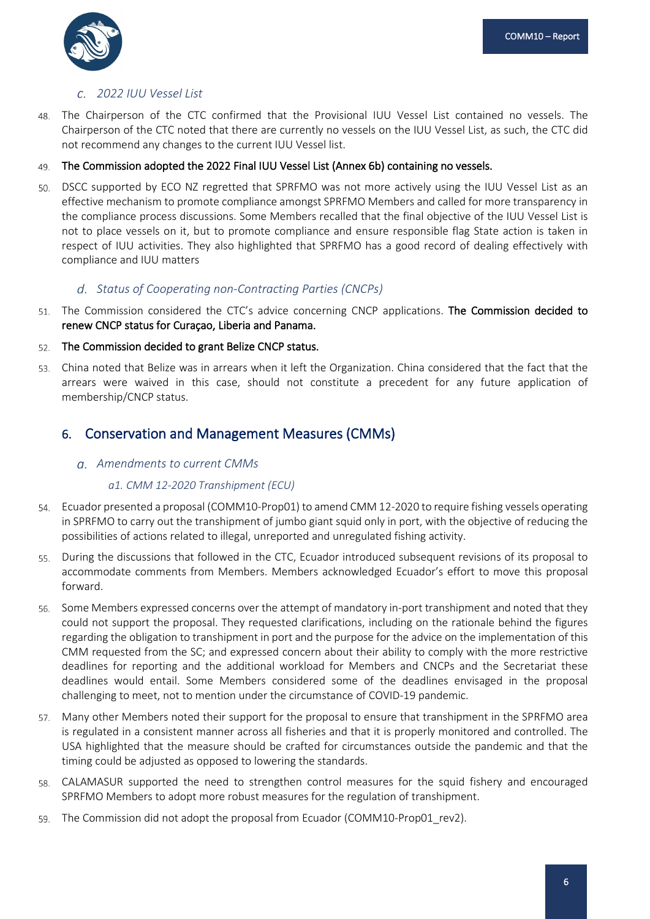### c. *2022 IUU Vessel List*

48. The Chairperson of the CTC confirmed that the Provisional IUU Vessel List contained no vessels. The Chairperson of the CTC noted that there are currently no vessels on the IUU Vessel List, as such, the CTC did not recommend any changes to the current IUU Vessel list.

49. **The Commission adopted the 2022 Final IUU Vessel List (Annex 6b) containing no vessels.**

50. DSCC supported by ECO NZ regretted that SPRFMO was not more actively using the IUU Vessel List as an effective mechanism to promote compliance amongst SPRFMO Members and called for more transparency in the compliance process discussions. Some Members recalled that the final objective of the IUU Vessel List is not to place vessels on it, but to promote compliance and ensure responsible flag State action is taken in respect of IUU activities. They also highlighted that SPRFMO has a good record of dealing effectively with compliance and IUU matters

### d. *Status of Cooperating non-Contracting Parties (CNCPs)*

51. The Commission considered the CTC's advice concerning CNCP applications. **The Commission decided to renew CNCP status for Curaçao, Liberia and Panama.**

52. **The Commission decided to grant Belize CNCP status.**

53. China noted that Belize was in arrears when it left the Organization. China considered that the fact that the arrears were waived in this case, should not constitute a precedent for any future application of membership/CNCP status.

## 6. Conservation and Management Measures (CMMs)

### a. *Amendments to current CMMs*

#### *a1. CMM 12-2020 Transhipment (ECU)*

54. Ecuador presented a proposal (COMM10-Prop01) to amend CMM 12-2020 to require fishing vessels operating in SPRFMO to carry out the transhipment of jumbo giant squid only in port, with the objective of reducing the possibilities of actions related to illegal, unreported and unregulated fishing activity.

55. During the discussions that followed in the CTC, Ecuador introduced subsequent revisions of its proposal to accommodate comments from Members. Members acknowledged Ecuador's effort to move this proposal forward.

56. Some Members expressed concerns over the attempt of mandatory in-port transhipment and noted that they could not support the proposal. They requested clarifications, including on the rationale behind the figures regarding the obligation to transhipment in port and the purpose for the advice on the implementation of this CMM requested from the SC; and expressed concern about their ability to comply with the more restrictive deadlines for reporting and the additional workload for Members and CNCPs and the Secretariat these deadlines would entail. Some Members considered some of the deadlines envisaged in the proposal challenging to meet, not to mention under the circumstance of COVID-19 pandemic.

57. Many other Members noted their support for the proposal to ensure that transhipment in the SPRFMO area is regulated in a consistent manner across all fisheries and that it is properly monitored and controlled. The USA highlighted that the measure should be crafted for circumstances outside the pandemic and that the timing could be adjusted as opposed to lowering the standards.

58. CALAMASUR supported the need to strengthen control measures for the squid fishery and encouraged SPRFMO Members to adopt more robust measures for the regulation of transhipment.

59. The Commission did not adopt the proposal from Ecuador (COMM10-Prop01_rev2).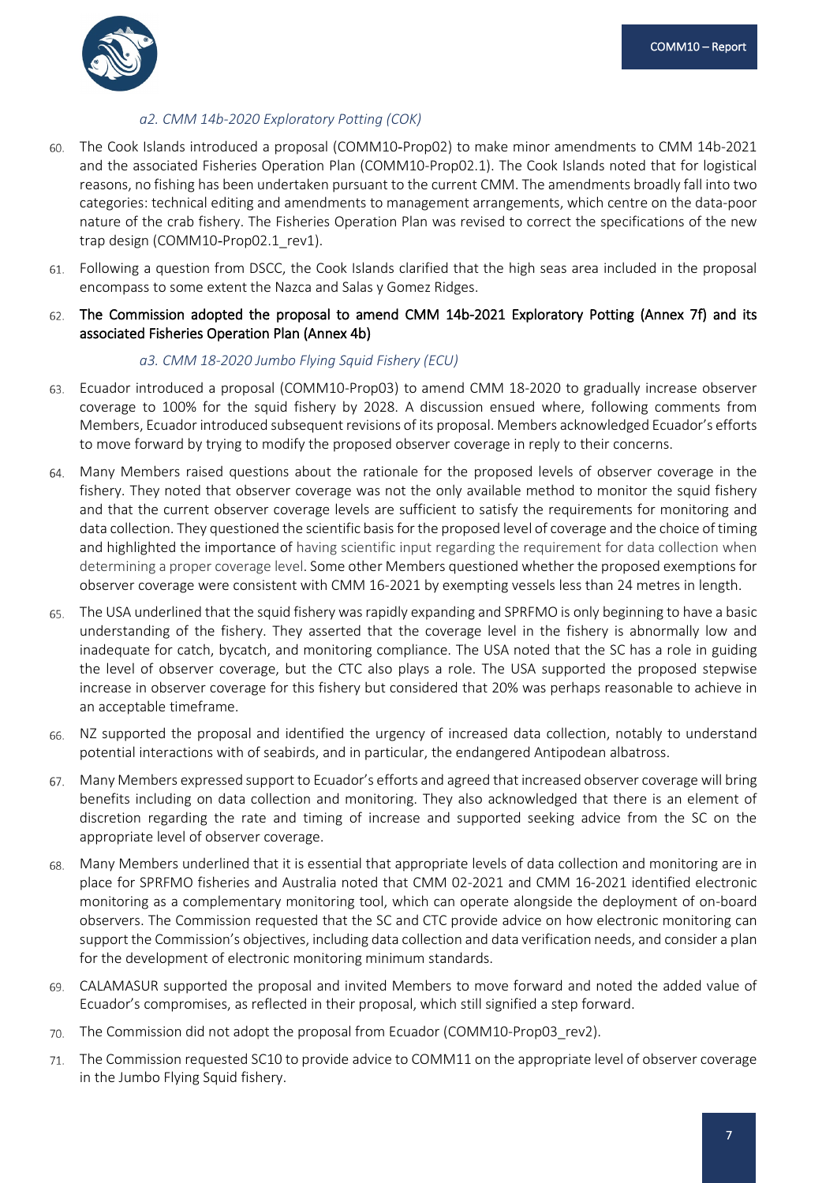*a2. CMM 14b-2020 Exploratory Potting (COK)*

60. The Cook Islands introduced a proposal (COMM10-Prop02) to make minor amendments to CMM 14b-2021 and the associated Fisheries Operation Plan (COMM10-Prop02.1). The Cook Islands noted that for logistical reasons, no fishing has been undertaken pursuant to the current CMM. The amendments broadly fall into two categories: technical editing and amendments to management arrangements, which centre on the data-poor nature of the crab fishery. The Fisheries Operation Plan was revised to correct the specifications of the new trap design (COMM10-Prop02.1_rev1).

61. Following a question from DSCC, the Cook Islands clarified that the high seas area included in the proposal encompass to some extent the Nazca and Salas y Gomez Ridges.

62. **The Commission adopted the proposal to amend CMM 14b-2021 Exploratory Potting (Annex 7f) and its associated Fisheries Operation Plan (Annex 4b)**

*a3. CMM 18-2020 Jumbo Flying Squid Fishery (ECU)*

63. Ecuador introduced a proposal (COMM10-Prop03) to amend CMM 18-2020 to gradually increase observer coverage to 100% for the squid fishery by 2028. A discussion ensued where, following comments from Members, Ecuador introduced subsequent revisions of its proposal. Members acknowledged Ecuador's efforts to move forward by trying to modify the proposed observer coverage in reply to their concerns.

64. Many Members raised questions about the rationale for the proposed levels of observer coverage in the fishery. They noted that observer coverage was not the only available method to monitor the squid fishery and that the current observer coverage levels are sufficient to satisfy the requirements for monitoring and data collection. They questioned the scientific basis for the proposed level of coverage and the choice of timing and highlighted the importance of having scientific input regarding the requirement for data collection when determining a proper coverage level. Some other Members questioned whether the proposed exemptions for observer coverage were consistent with CMM 16-2021 by exempting vessels less than 24 metres in length.

65. The USA underlined that the squid fishery was rapidly expanding and SPRFMO is only beginning to have a basic understanding of the fishery. They asserted that the coverage level in the fishery is abnormally low and inadequate for catch, bycatch, and monitoring compliance. The USA noted that the SC has a role in guiding the level of observer coverage, but the CTC also plays a role. The USA supported the proposed stepwise increase in observer coverage for this fishery but considered that 20% was perhaps reasonable to achieve in an acceptable timeframe.

66. NZ supported the proposal and identified the urgency of increased data collection, notably to understand potential interactions with of seabirds, and in particular, the endangered Antipodean albatross.

67. Many Members expressed support to Ecuador's efforts and agreed that increased observer coverage will bring benefits including on data collection and monitoring. They also acknowledged that there is an element of discretion regarding the rate and timing of increase and supported seeking advice from the SC on the appropriate level of observer coverage.

68. Many Members underlined that it is essential that appropriate levels of data collection and monitoring are in place for SPRFMO fisheries and Australia noted that CMM 02-2021 and CMM 16-2021 identified electronic monitoring as a complementary monitoring tool, which can operate alongside the deployment of on-board observers. The Commission requested that the SC and CTC provide advice on how electronic monitoring can support the Commission's objectives, including data collection and data verification needs, and consider a plan for the development of electronic monitoring minimum standards.

69. CALAMASUR supported the proposal and invited Members to move forward and noted the added value of Ecuador's compromises, as reflected in their proposal, which still signified a step forward.

70. The Commission did not adopt the proposal from Ecuador (COMM10-Prop03_rev2).

71. The Commission requested SC10 to provide advice to COMM11 on the appropriate level of observer coverage in the Jumbo Flying Squid fishery.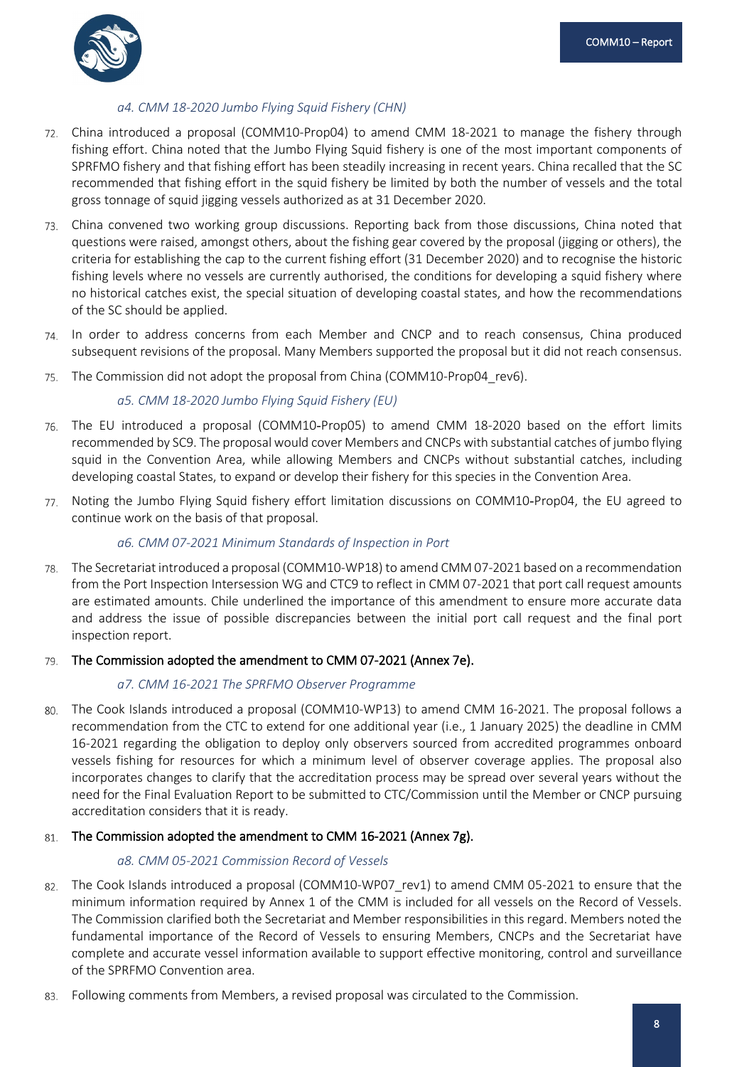#### *a4. CMM 18-2020 Jumbo Flying Squid Fishery (CHN)*

72. China introduced a proposal (COMM10-Prop04) to amend CMM 18-2021 to manage the fishery through fishing effort. China noted that the Jumbo Flying Squid fishery is one of the most important components of SPRFMO fishery and that fishing effort has been steadily increasing in recent years. China recalled that the SC recommended that fishing effort in the squid fishery be limited by both the number of vessels and the total gross tonnage of squid jigging vessels authorized as at 31 December 2020.

73. China convened two working group discussions. Reporting back from those discussions, China noted that questions were raised, amongst others, about the fishing gear covered by the proposal (jigging or others), the criteria for establishing the cap to the current fishing effort (31 December 2020) and to recognise the historic fishing levels where no vessels are currently authorised, the conditions for developing a squid fishery where no historical catches exist, the special situation of developing coastal states, and how the recommendations of the SC should be applied.

74. In order to address concerns from each Member and CNCP and to reach consensus, China produced subsequent revisions of the proposal. Many Members supported the proposal but it did not reach consensus.

75. The Commission did not adopt the proposal from China (COMM10-Prop04_rev6).

#### *a5. CMM 18-2020 Jumbo Flying Squid Fishery (EU)*

76. The EU introduced a proposal (COMM10-Prop05) to amend CMM 18-2020 based on the effort limits recommended by SC9. The proposal would cover Members and CNCPs with substantial catches of jumbo flying squid in the Convention Area, while allowing Members and CNCPs without substantial catches, including developing coastal States, to expand or develop their fishery for this species in the Convention Area.

77. Noting the Jumbo Flying Squid fishery effort limitation discussions on COMM10-Prop04, the EU agreed to continue work on the basis of that proposal.

#### *a6. CMM 07-2021 Minimum Standards of Inspection in Port*

78. The Secretariat introduced a proposal (COMM10-WP18) to amend CMM 07-2021 based on a recommendation from the Port Inspection Intersession WG and CTC9 to reflect in CMM 07-2021 that port call request amounts are estimated amounts. Chile underlined the importance of this amendment to ensure more accurate data and address the issue of possible discrepancies between the initial port call request and the final port inspection report.

79. **The Commission adopted the amendment to CMM 07-2021 (Annex 7e).**

#### *a7. CMM 16-2021 The SPRFMO Observer Programme*

80. The Cook Islands introduced a proposal (COMM10-WP13) to amend CMM 16-2021. The proposal follows a recommendation from the CTC to extend for one additional year (i.e., 1 January 2025) the deadline in CMM 16-2021 regarding the obligation to deploy only observers sourced from accredited programmes onboard vessels fishing for resources for which a minimum level of observer coverage applies. The proposal also incorporates changes to clarify that the accreditation process may be spread over several years without the need for the Final Evaluation Report to be submitted to CTC/Commission until the Member or CNCP pursuing accreditation considers that it is ready.

81. **The Commission adopted the amendment to CMM 16-2021 (Annex 7g).**

#### *a8. CMM 05-2021 Commission Record of Vessels*

82. The Cook Islands introduced a proposal (COMM10-WP07_rev1) to amend CMM 05-2021 to ensure that the minimum information required by Annex 1 of the CMM is included for all vessels on the Record of Vessels. The Commission clarified both the Secretariat and Member responsibilities in this regard. Members noted the fundamental importance of the Record of Vessels to ensuring Members, CNCPs and the Secretariat have complete and accurate vessel information available to support effective monitoring, control and surveillance of the SPRFMO Convention area.

83. Following comments from Members, a revised proposal was circulated to the Commission.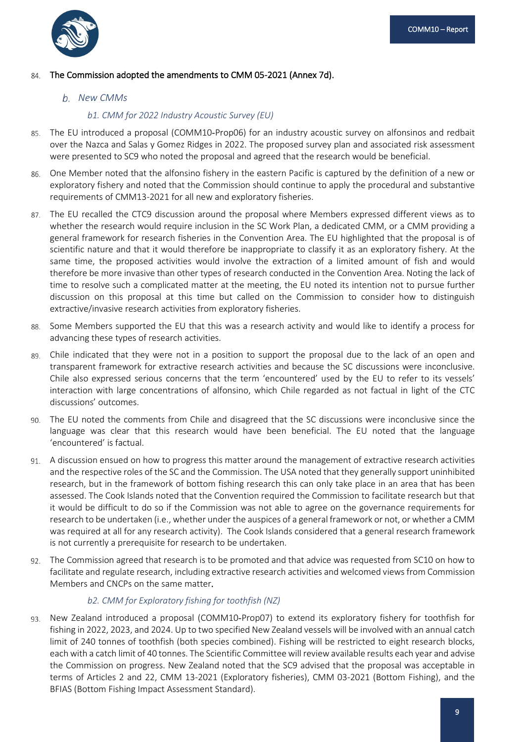84. The Commission adopted the amendments to CMM 05-2021 (Annex 7d).

### b. *New CMMs*

#### *b1. CMM for 2022 Industry Acoustic Survey (EU)*

85. The EU introduced a proposal (COMM10-Prop06) for an industry acoustic survey on alfonsinos and redbait over the Nazca and Salas y Gomez Ridges in 2022. The proposed survey plan and associated risk assessment were presented to SC9 who noted the proposal and agreed that the research would be beneficial.

86. One Member noted that the alfonsino fishery in the eastern Pacific is captured by the definition of a new or exploratory fishery and noted that the Commission should continue to apply the procedural and substantive requirements of CMM13-2021 for all new and exploratory fisheries.

87. The EU recalled the CTC9 discussion around the proposal where Members expressed different views as to whether the research would require inclusion in the SC Work Plan, a dedicated CMM, or a CMM providing a general framework for research fisheries in the Convention Area. The EU highlighted that the proposal is of scientific nature and that it would therefore be inappropriate to classify it as an exploratory fishery. At the same time, the proposed activities would involve the extraction of a limited amount of fish and would therefore be more invasive than other types of research conducted in the Convention Area. Noting the lack of time to resolve such a complicated matter at the meeting, the EU noted its intention not to pursue further discussion on this proposal at this time but called on the Commission to consider how to distinguish extractive/invasive research activities from exploratory fisheries.

88. Some Members supported the EU that this was a research activity and would like to identify a process for advancing these types of research activities.

89. Chile indicated that they were not in a position to support the proposal due to the lack of an open and transparent framework for extractive research activities and because the SC discussions were inconclusive. Chile also expressed serious concerns that the term 'encountered' used by the EU to refer to its vessels' interaction with large concentrations of alfonsino, which Chile regarded as not factual in light of the CTC discussions' outcomes.

90. The EU noted the comments from Chile and disagreed that the SC discussions were inconclusive since the language was clear that this research would have been beneficial. The EU noted that the language 'encountered' is factual.

91. A discussion ensued on how to progress this matter around the management of extractive research activities and the respective roles of the SC and the Commission. The USA noted that they generally support uninhibited research, but in the framework of bottom fishing research this can only take place in an area that has been assessed. The Cook Islands noted that the Convention required the Commission to facilitate research but that it would be difficult to do so if the Commission was not able to agree on the governance requirements for research to be undertaken (i.e., whether under the auspices of a general framework or not, or whether a CMM was required at all for any research activity). The Cook Islands considered that a general research framework is not currently a prerequisite for research to be undertaken.

92. The Commission agreed that research is to be promoted and that advice was requested from SC10 on how to facilitate and regulate research, including extractive research activities and welcomed views from Commission Members and CNCPs on the same matter.

#### *b2. CMM for Exploratory fishing for toothfish (NZ)*

93. New Zealand introduced a proposal (COMM10-Prop07) to extend its exploratory fishery for toothfish for fishing in 2022, 2023, and 2024. Up to two specified New Zealand vessels will be involved with an annual catch limit of 240 tonnes of toothfish (both species combined). Fishing will be restricted to eight research blocks, each with a catch limit of 40 tonnes. The Scientific Committee will review available results each year and advise the Commission on progress. New Zealand noted that the SC9 advised that the proposal was acceptable in terms of Articles 2 and 22, CMM 13-2021 (Exploratory fisheries), CMM 03-2021 (Bottom Fishing), and the BFIAS (Bottom Fishing Impact Assessment Standard).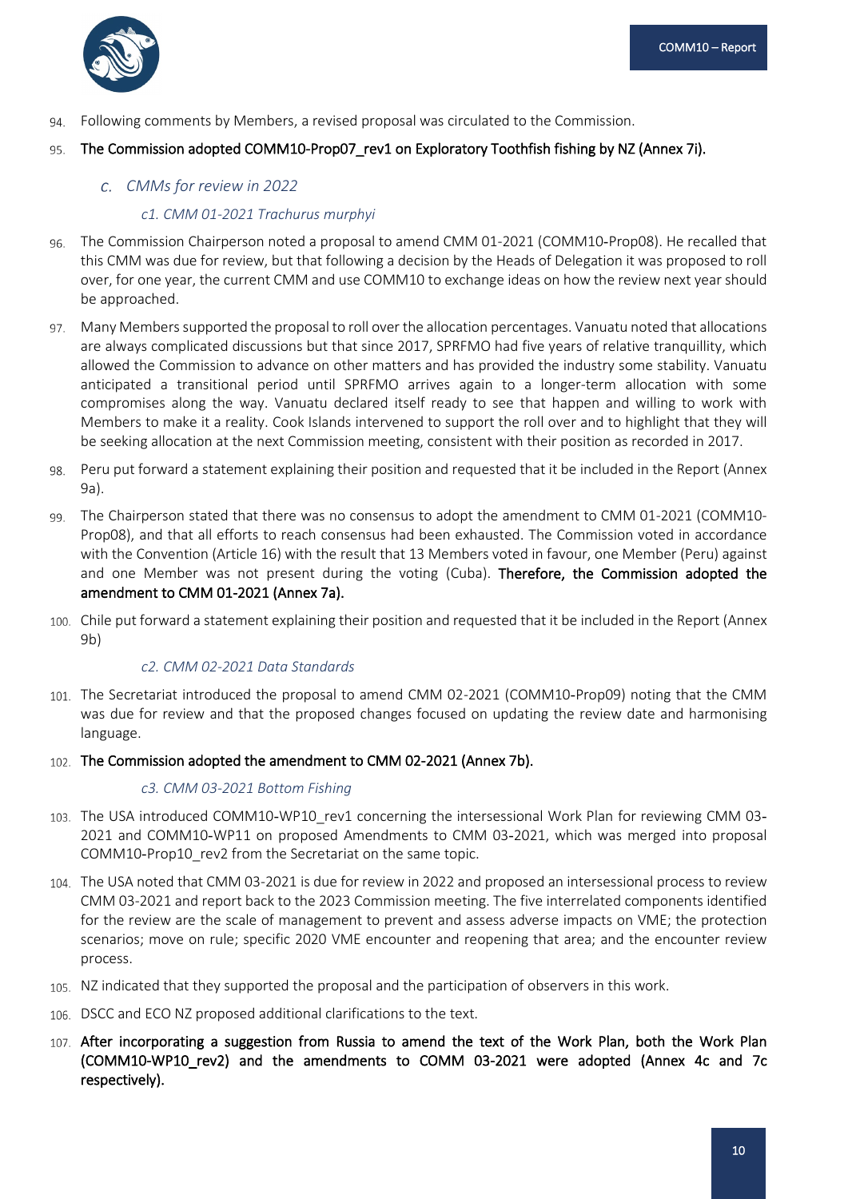94. Following comments by Members, a revised proposal was circulated to the Commission.

95. **The Commission adopted COMM10-Prop07_rev1 on Exploratory Toothfish fishing by NZ (Annex 7i).**

### *C. CMMs for review in 2022*

#### *c1. CMM 01-2021 Trachurus murphyi*

96. The Commission Chairperson noted a proposal to amend CMM 01-2021 (COMM10-Prop08). He recalled that this CMM was due for review, but that following a decision by the Heads of Delegation it was proposed to roll over, for one year, the current CMM and use COMM10 to exchange ideas on how the review next year should be approached.

97. Many Members supported the proposal to roll over the allocation percentages. Vanuatu noted that allocations are always complicated discussions but that since 2017, SPRFMO had five years of relative tranquillity, which allowed the Commission to advance on other matters and has provided the industry some stability. Vanuatu anticipated a transitional period until SPRFMO arrives again to a longer-term allocation with some compromises along the way. Vanuatu declared itself ready to see that happen and willing to work with Members to make it a reality. Cook Islands intervened to support the roll over and to highlight that they will be seeking allocation at the next Commission meeting, consistent with their position as recorded in 2017.

98. Peru put forward a statement explaining their position and requested that it be included in the Report (Annex 9a).

99. The Chairperson stated that there was no consensus to adopt the amendment to CMM 01-2021 (COMM10-Prop08), and that all efforts to reach consensus had been exhausted. The Commission voted in accordance with the Convention (Article 16) with the result that 13 Members voted in favour, one Member (Peru) against and one Member was not present during the voting (Cuba). **Therefore, the Commission adopted the amendment to CMM 01-2021 (Annex 7a).**

100. Chile put forward a statement explaining their position and requested that it be included in the Report (Annex 9b)

#### *c2. CMM 02-2021 Data Standards*

101. The Secretariat introduced the proposal to amend CMM 02-2021 (COMM10-Prop09) noting that the CMM was due for review and that the proposed changes focused on updating the review date and harmonising language.

102. **The Commission adopted the amendment to CMM 02-2021 (Annex 7b).**

#### *c3. CMM 03-2021 Bottom Fishing*

103. The USA introduced COMM10-WP10_rev1 concerning the intersessional Work Plan for reviewing CMM 03-2021 and COMM10-WP11 on proposed Amendments to CMM 03-2021, which was merged into proposal COMM10-Prop10_rev2 from the Secretariat on the same topic.

104. The USA noted that CMM 03-2021 is due for review in 2022 and proposed an intersessional process to review CMM 03-2021 and report back to the 2023 Commission meeting. The five interrelated components identified for the review are the scale of management to prevent and assess adverse impacts on VME; the protection scenarios; move on rule; specific 2020 VME encounter and reopening that area; and the encounter review process.

105. NZ indicated that they supported the proposal and the participation of observers in this work.

106. DSCC and ECO NZ proposed additional clarifications to the text.

107. **After incorporating a suggestion from Russia to amend the text of the Work Plan, both the Work Plan (COMM10-WP10_rev2) and the amendments to COMM 03-2021 were adopted (Annex 4c and 7c respectively).**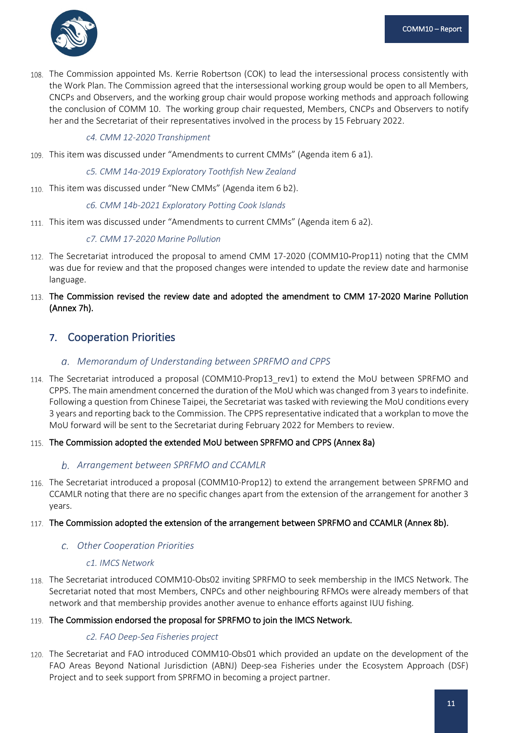108. The Commission appointed Ms. Kerrie Robertson (COK) to lead the intersessional process consistently with the Work Plan. The Commission agreed that the intersessional working group would be open to all Members, CNCPs and Observers, and the working group chair would propose working methods and approach following the conclusion of COMM 10. The working group chair requested, Members, CNCPs and Observers to notify her and the Secretariat of their representatives involved in the process by 15 February 2022.

#### *c4. CMM 12-2020 Transhipment*

109. This item was discussed under "Amendments to current CMMs" (Agenda item 6 a1).

#### *c5. CMM 14a-2019 Exploratory Toothfish New Zealand*

110. This item was discussed under "New CMMs" (Agenda item 6 b2).

#### *c6. CMM 14b-2021 Exploratory Potting Cook Islands*

111. This item was discussed under "Amendments to current CMMs" (Agenda item 6 a2).

#### *c7. CMM 17-2020 Marine Pollution*

112. The Secretariat introduced the proposal to amend CMM 17-2020 (COMM10-Prop11) noting that the CMM was due for review and that the proposed changes were intended to update the review date and harmonise language.

113. **The Commission revised the review date and adopted the amendment to CMM 17-2020 Marine Pollution (Annex 7h).**

## 7. Cooperation Priorities

### *a. Memorandum of Understanding between SPRFMO and CPPS*

114. The Secretariat introduced a proposal (COMM10-Prop13_rev1) to extend the MoU between SPRFMO and CPPS. The main amendment concerned the duration of the MoU which was changed from 3 years to indefinite. Following a question from Chinese Taipei, the Secretariat was tasked with reviewing the MoU conditions every 3 years and reporting back to the Commission. The CPPS representative indicated that a workplan to move the MoU forward will be sent to the Secretariat during February 2022 for Members to review.

115. **The Commission adopted the extended MoU between SPRFMO and CPPS (Annex 8a)**

### *b. Arrangement between SPRFMO and CCAMLR*

116. The Secretariat introduced a proposal (COMM10-Prop12) to extend the arrangement between SPRFMO and CCAMLR noting that there are no specific changes apart from the extension of the arrangement for another 3 years.

117. **The Commission adopted the extension of the arrangement between SPRFMO and CCAMLR (Annex 8b).**

### *c. Other Cooperation Priorities*

#### *c1. IMCS Network*

118. The Secretariat introduced COMM10-Obs02 inviting SPRFMO to seek membership in the IMCS Network. The Secretariat noted that most Members, CNPCs and other neighbouring RFMOs were already members of that network and that membership provides another avenue to enhance efforts against IUU fishing.

119. **The Commission endorsed the proposal for SPRFMO to join the IMCS Network.**

#### *c2. FAO Deep-Sea Fisheries project*

120. The Secretariat and FAO introduced COMM10-Obs01 which provided an update on the development of the FAO Areas Beyond National Jurisdiction (ABNJ) Deep-sea Fisheries under the Ecosystem Approach (DSF) Project and to seek support from SPRFMO in becoming a project partner.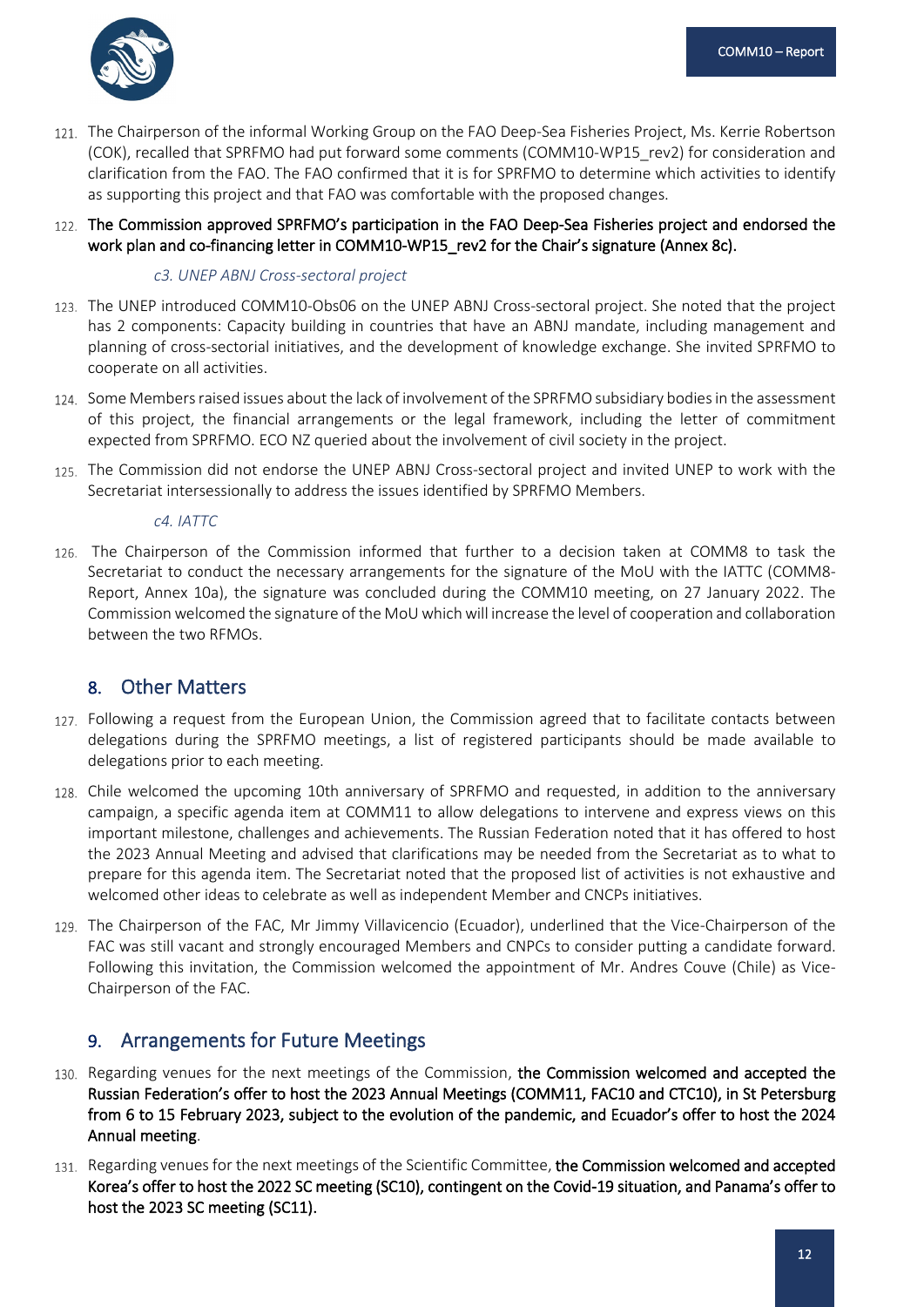121. The Chairperson of the informal Working Group on the FAO Deep-Sea Fisheries Project, Ms. Kerrie Robertson (COK), recalled that SPRFMO had put forward some comments (COMM10-WP15_rev2) for consideration and clarification from the FAO. The FAO confirmed that it is for SPRFMO to determine which activities to identify as supporting this project and that FAO was comfortable with the proposed changes.

122. **The Commission approved SPRFMO's participation in the FAO Deep-Sea Fisheries project and endorsed the work plan and co-financing letter in COMM10-WP15_rev2 for the Chair's signature (Annex 8c).**

*c3. UNEP ABNJ Cross-sectoral project*

123. The UNEP introduced COMM10-Obs06 on the UNEP ABNJ Cross-sectoral project. She noted that the project has 2 components: Capacity building in countries that have an ABNJ mandate, including management and planning of cross-sectorial initiatives, and the development of knowledge exchange. She invited SPRFMO to cooperate on all activities.

124. Some Members raised issues about the lack of involvement of the SPRFMO subsidiary bodies in the assessment of this project, the financial arrangements or the legal framework, including the letter of commitment expected from SPRFMO. ECO NZ queried about the involvement of civil society in the project.

125. The Commission did not endorse the UNEP ABNJ Cross-sectoral project and invited UNEP to work with the Secretariat intersessionally to address the issues identified by SPRFMO Members.

*c4. IATTC*

126. The Chairperson of the Commission informed that further to a decision taken at COMM8 to task the Secretariat to conduct the necessary arrangements for the signature of the MoU with the IATTC (COMM8-Report, Annex 10a), the signature was concluded during the COMM10 meeting, on 27 January 2022. The Commission welcomed the signature of the MoU which will increase the level of cooperation and collaboration between the two RFMOs.

## 8. Other Matters

127. Following a request from the European Union, the Commission agreed that to facilitate contacts between delegations during the SPRFMO meetings, a list of registered participants should be made available to delegations prior to each meeting.

128. Chile welcomed the upcoming 10th anniversary of SPRFMO and requested, in addition to the anniversary campaign, a specific agenda item at COMM11 to allow delegations to intervene and express views on this important milestone, challenges and achievements. The Russian Federation noted that it has offered to host the 2023 Annual Meeting and advised that clarifications may be needed from the Secretariat as to what to prepare for this agenda item. The Secretariat noted that the proposed list of activities is not exhaustive and welcomed other ideas to celebrate as well as independent Member and CNCPs initiatives.

129. The Chairperson of the FAC, Mr Jimmy Villavicencio (Ecuador), underlined that the Vice-Chairperson of the FAC was still vacant and strongly encouraged Members and CNPCs to consider putting a candidate forward. Following this invitation, the Commission welcomed the appointment of Mr. Andres Couve (Chile) as Vice-Chairperson of the FAC.

## 9. Arrangements for Future Meetings

130. Regarding venues for the next meetings of the Commission, **the Commission welcomed and accepted the Russian Federation's offer to host the 2023 Annual Meetings (COMM11, FAC10 and CTC10), in St Petersburg from 6 to 15 February 2023, subject to the evolution of the pandemic, and Ecuador's offer to host the 2024 Annual meeting**.

131. Regarding venues for the next meetings of the Scientific Committee, **the Commission welcomed and accepted Korea's offer to host the 2022 SC meeting (SC10), contingent on the Covid-19 situation, and Panama's offer to host the 2023 SC meeting (SC11).**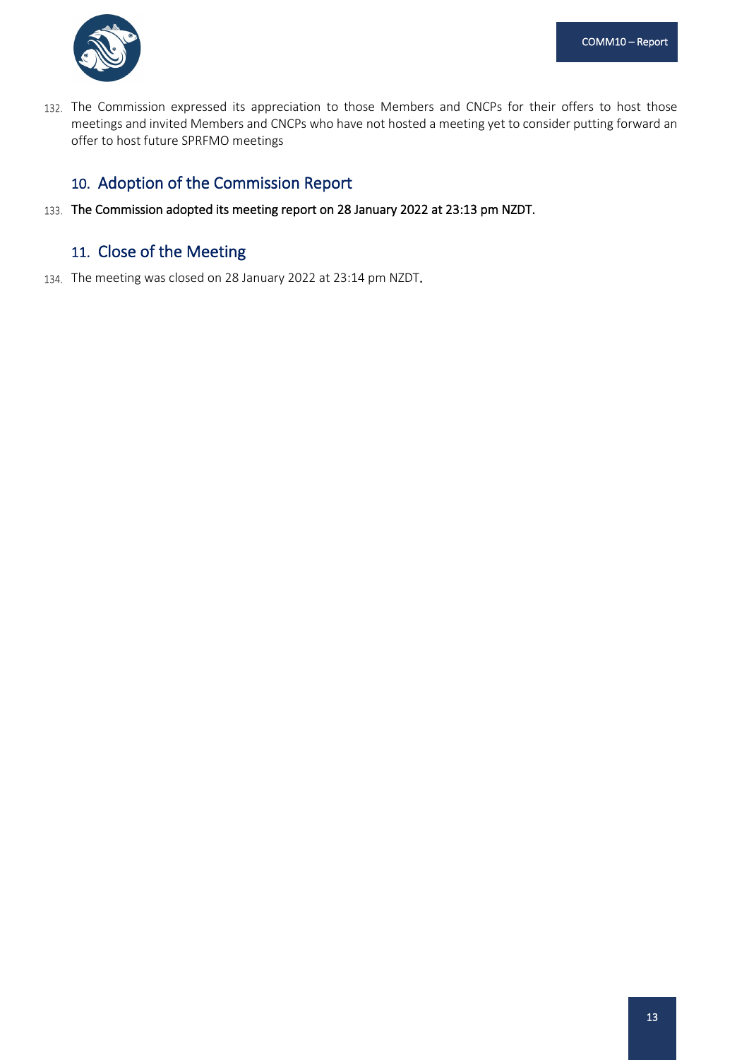132. The Commission expressed its appreciation to those Members and CNCPs for their offers to host those meetings and invited Members and CNCPs who have not hosted a meeting yet to consider putting forward an offer to host future SPRFMO meetings

## 10. Adoption of the Commission Report

133. The Commission adopted its meeting report on 28 January 2022 at 23:13 pm NZDT.

## 11. Close of the Meeting

134. The meeting was closed on 28 January 2022 at 23:14 pm NZDT.